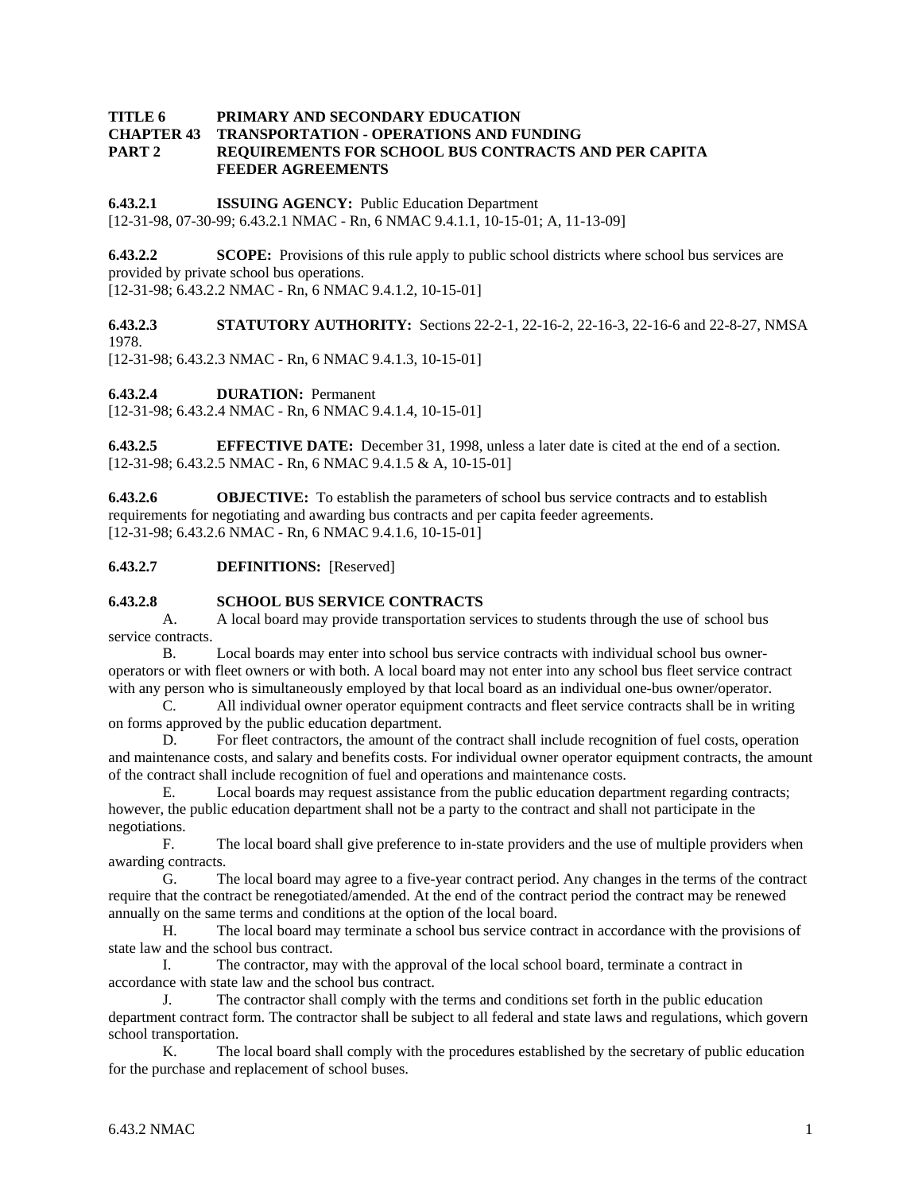**TITLE 6 PRIMARY AND SECONDARY EDUCATION**
**CHAPTER 43 TRANSPORTATION - OPERATIONS AND FUNDING**
**PART 2 REQUIREMENTS FOR SCHOOL BUS CONTRACTS AND PER CAPITA FEEDER AGREEMENTS**

**6.43.2.1 ISSUING AGENCY:** Public Education Department
[12-31-98, 07-30-99; 6.43.2.1 NMAC - Rn, 6 NMAC 9.4.1.1, 10-15-01; A, 11-13-09]

**6.43.2.2 SCOPE:** Provisions of this rule apply to public school districts where school bus services are provided by private school bus operations.
[12-31-98; 6.43.2.2 NMAC - Rn, 6 NMAC 9.4.1.2, 10-15-01]

**6.43.2.3 STATUTORY AUTHORITY:** Sections 22-2-1, 22-16-2, 22-16-3, 22-16-6 and 22-8-27, NMSA 1978.
[12-31-98; 6.43.2.3 NMAC - Rn, 6 NMAC 9.4.1.3, 10-15-01]

**6.43.2.4 DURATION:** Permanent
[12-31-98; 6.43.2.4 NMAC - Rn, 6 NMAC 9.4.1.4, 10-15-01]

**6.43.2.5 EFFECTIVE DATE:** December 31, 1998, unless a later date is cited at the end of a section.
[12-31-98; 6.43.2.5 NMAC - Rn, 6 NMAC 9.4.1.5 & A, 10-15-01]

**6.43.2.6 OBJECTIVE:** To establish the parameters of school bus service contracts and to establish requirements for negotiating and awarding bus contracts and per capita feeder agreements.
[12-31-98; 6.43.2.6 NMAC - Rn, 6 NMAC 9.4.1.6, 10-15-01]

**6.43.2.7 DEFINITIONS:** [Reserved]

**6.43.2.8 SCHOOL BUS SERVICE CONTRACTS**

A. A local board may provide transportation services to students through the use of school bus service contracts.

B. Local boards may enter into school bus service contracts with individual school bus owner-operators or with fleet owners or with both. A local board may not enter into any school bus fleet service contract with any person who is simultaneously employed by that local board as an individual one-bus owner/operator.

C. All individual owner operator equipment contracts and fleet service contracts shall be in writing on forms approved by the public education department.

D. For fleet contractors, the amount of the contract shall include recognition of fuel costs, operation and maintenance costs, and salary and benefits costs. For individual owner operator equipment contracts, the amount of the contract shall include recognition of fuel and operations and maintenance costs.

E. Local boards may request assistance from the public education department regarding contracts; however, the public education department shall not be a party to the contract and shall not participate in the negotiations.

F. The local board shall give preference to in-state providers and the use of multiple providers when awarding contracts.

G. The local board may agree to a five-year contract period. Any changes in the terms of the contract require that the contract be renegotiated/amended. At the end of the contract period the contract may be renewed annually on the same terms and conditions at the option of the local board.

H. The local board may terminate a school bus service contract in accordance with the provisions of state law and the school bus contract.

I. The contractor, may with the approval of the local school board, terminate a contract in accordance with state law and the school bus contract.

J. The contractor shall comply with the terms and conditions set forth in the public education department contract form. The contractor shall be subject to all federal and state laws and regulations, which govern school transportation.

K. The local board shall comply with the procedures established by the secretary of public education for the purchase and replacement of school buses.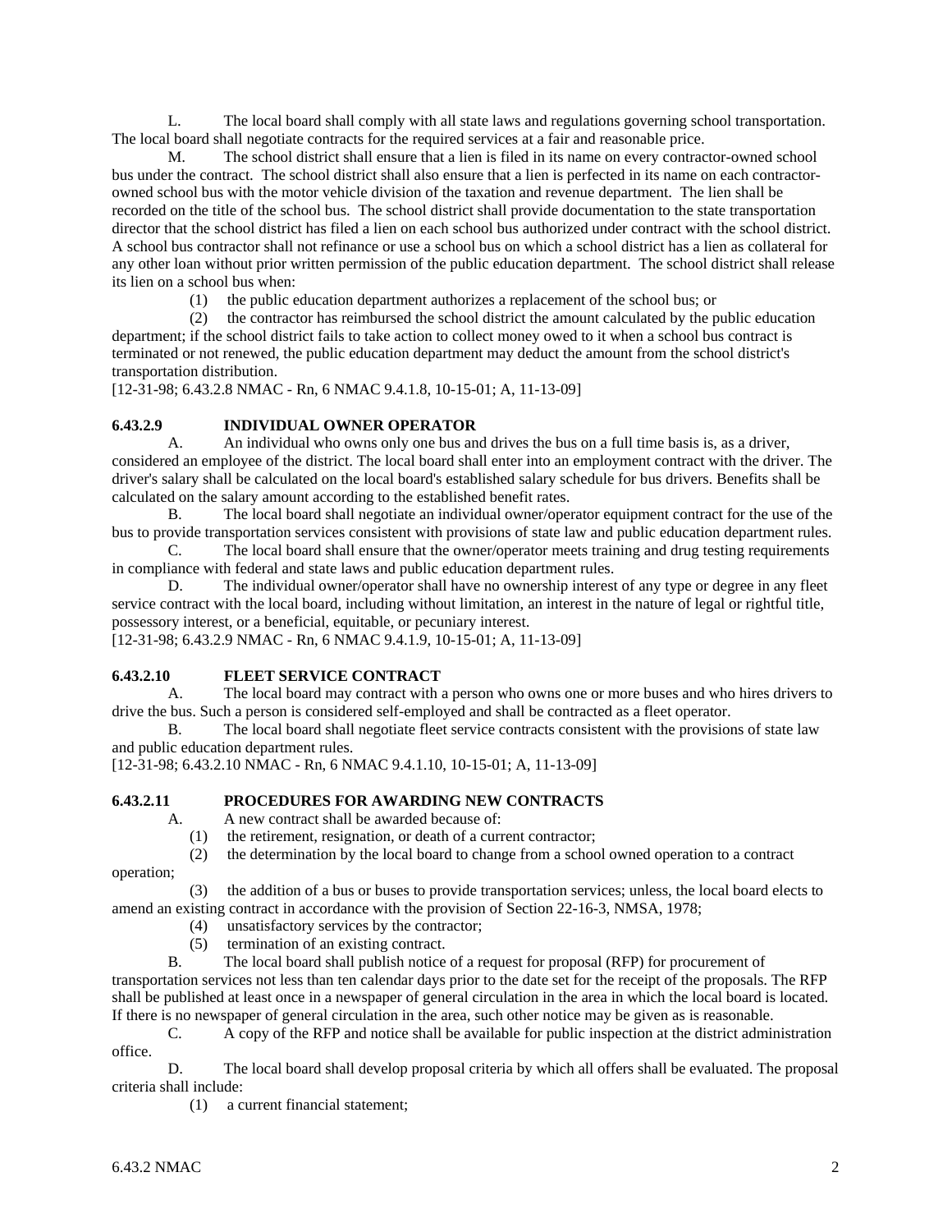L. The local board shall comply with all state laws and regulations governing school transportation. The local board shall negotiate contracts for the required services at a fair and reasonable price.

M. The school district shall ensure that a lien is filed in its name on every contractor-owned school bus under the contract. The school district shall also ensure that a lien is perfected in its name on each contractor-owned school bus with the motor vehicle division of the taxation and revenue department. The lien shall be recorded on the title of the school bus. The school district shall provide documentation to the state transportation director that the school district has filed a lien on each school bus authorized under contract with the school district. A school bus contractor shall not refinance or use a school bus on which a school district has a lien as collateral for any other loan without prior written permission of the public education department. The school district shall release its lien on a school bus when:

(1) the public education department authorizes a replacement of the school bus; or

(2) the contractor has reimbursed the school district the amount calculated by the public education department; if the school district fails to take action to collect money owed to it when a school bus contract is terminated or not renewed, the public education department may deduct the amount from the school district's transportation distribution.

[12-31-98; 6.43.2.8 NMAC - Rn, 6 NMAC 9.4.1.8, 10-15-01; A, 11-13-09]

**6.43.2.9 INDIVIDUAL OWNER OPERATOR**

A. An individual who owns only one bus and drives the bus on a full time basis is, as a driver, considered an employee of the district. The local board shall enter into an employment contract with the driver. The driver's salary shall be calculated on the local board's established salary schedule for bus drivers. Benefits shall be calculated on the salary amount according to the established benefit rates.

B. The local board shall negotiate an individual owner/operator equipment contract for the use of the bus to provide transportation services consistent with provisions of state law and public education department rules.

C. The local board shall ensure that the owner/operator meets training and drug testing requirements in compliance with federal and state laws and public education department rules.

D. The individual owner/operator shall have no ownership interest of any type or degree in any fleet service contract with the local board, including without limitation, an interest in the nature of legal or rightful title, possessory interest, or a beneficial, equitable, or pecuniary interest.

[12-31-98; 6.43.2.9 NMAC - Rn, 6 NMAC 9.4.1.9, 10-15-01; A, 11-13-09]

**6.43.2.10 FLEET SERVICE CONTRACT**

A. The local board may contract with a person who owns one or more buses and who hires drivers to drive the bus. Such a person is considered self-employed and shall be contracted as a fleet operator.

B. The local board shall negotiate fleet service contracts consistent with the provisions of state law and public education department rules.

[12-31-98; 6.43.2.10 NMAC - Rn, 6 NMAC 9.4.1.10, 10-15-01; A, 11-13-09]

**6.43.2.11 PROCEDURES FOR AWARDING NEW CONTRACTS**

A. A new contract shall be awarded because of:

(1) the retirement, resignation, or death of a current contractor;

(2) the determination by the local board to change from a school owned operation to a contract operation;

(3) the addition of a bus or buses to provide transportation services; unless, the local board elects to amend an existing contract in accordance with the provision of Section 22-16-3, NMSA, 1978;

(4) unsatisfactory services by the contractor;

(5) termination of an existing contract.

B. The local board shall publish notice of a request for proposal (RFP) for procurement of transportation services not less than ten calendar days prior to the date set for the receipt of the proposals. The RFP shall be published at least once in a newspaper of general circulation in the area in which the local board is located. If there is no newspaper of general circulation in the area, such other notice may be given as is reasonable.

C. A copy of the RFP and notice shall be available for public inspection at the district administration office.

D. The local board shall develop proposal criteria by which all offers shall be evaluated. The proposal criteria shall include:

(1) a current financial statement;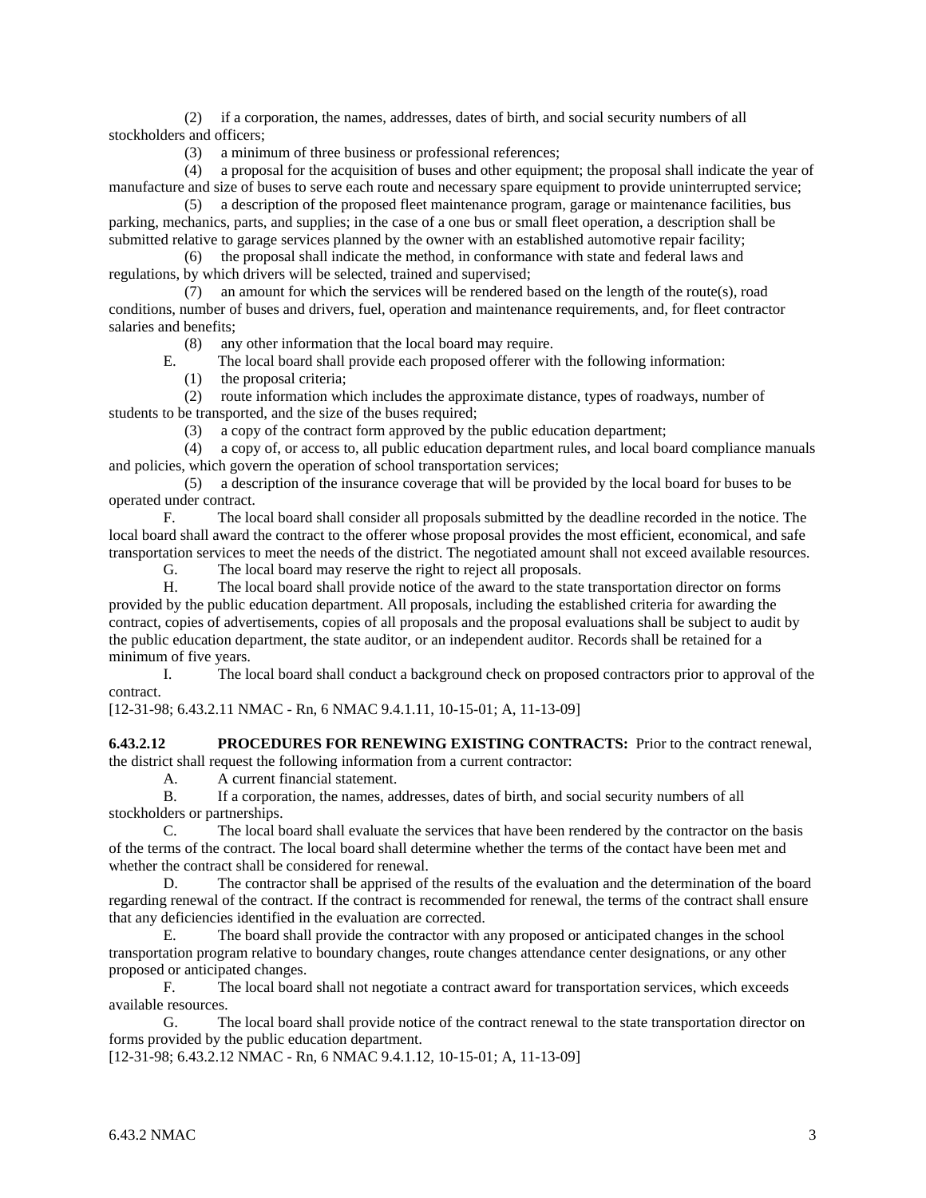(2) if a corporation, the names, addresses, dates of birth, and social security numbers of all stockholders and officers;

(3) a minimum of three business or professional references;

(4) a proposal for the acquisition of buses and other equipment; the proposal shall indicate the year of manufacture and size of buses to serve each route and necessary spare equipment to provide uninterrupted service;

(5) a description of the proposed fleet maintenance program, garage or maintenance facilities, bus parking, mechanics, parts, and supplies; in the case of a one bus or small fleet operation, a description shall be submitted relative to garage services planned by the owner with an established automotive repair facility;

(6) the proposal shall indicate the method, in conformance with state and federal laws and regulations, by which drivers will be selected, trained and supervised;

(7) an amount for which the services will be rendered based on the length of the route(s), road conditions, number of buses and drivers, fuel, operation and maintenance requirements, and, for fleet contractor salaries and benefits;

(8) any other information that the local board may require.

E. The local board shall provide each proposed offerer with the following information:

(1) the proposal criteria;

(2) route information which includes the approximate distance, types of roadways, number of students to be transported, and the size of the buses required;

(3) a copy of the contract form approved by the public education department;

(4) a copy of, or access to, all public education department rules, and local board compliance manuals and policies, which govern the operation of school transportation services;

(5) a description of the insurance coverage that will be provided by the local board for buses to be operated under contract.

F. The local board shall consider all proposals submitted by the deadline recorded in the notice. The local board shall award the contract to the offerer whose proposal provides the most efficient, economical, and safe transportation services to meet the needs of the district. The negotiated amount shall not exceed available resources.

G. The local board may reserve the right to reject all proposals.

H. The local board shall provide notice of the award to the state transportation director on forms provided by the public education department. All proposals, including the established criteria for awarding the contract, copies of advertisements, copies of all proposals and the proposal evaluations shall be subject to audit by the public education department, the state auditor, or an independent auditor. Records shall be retained for a minimum of five years.

I. The local board shall conduct a background check on proposed contractors prior to approval of the contract.

[12-31-98; 6.43.2.11 NMAC - Rn, 6 NMAC 9.4.1.11, 10-15-01; A, 11-13-09]

**6.43.2.12 PROCEDURES FOR RENEWING EXISTING CONTRACTS:** Prior to the contract renewal, the district shall request the following information from a current contractor:

A. A current financial statement.

B. If a corporation, the names, addresses, dates of birth, and social security numbers of all stockholders or partnerships.

C. The local board shall evaluate the services that have been rendered by the contractor on the basis of the terms of the contract. The local board shall determine whether the terms of the contact have been met and whether the contract shall be considered for renewal.

D. The contractor shall be apprised of the results of the evaluation and the determination of the board regarding renewal of the contract. If the contract is recommended for renewal, the terms of the contract shall ensure that any deficiencies identified in the evaluation are corrected.

E. The board shall provide the contractor with any proposed or anticipated changes in the school transportation program relative to boundary changes, route changes attendance center designations, or any other proposed or anticipated changes.

F. The local board shall not negotiate a contract award for transportation services, which exceeds available resources.

G. The local board shall provide notice of the contract renewal to the state transportation director on forms provided by the public education department.

[12-31-98; 6.43.2.12 NMAC - Rn, 6 NMAC 9.4.1.12, 10-15-01; A, 11-13-09]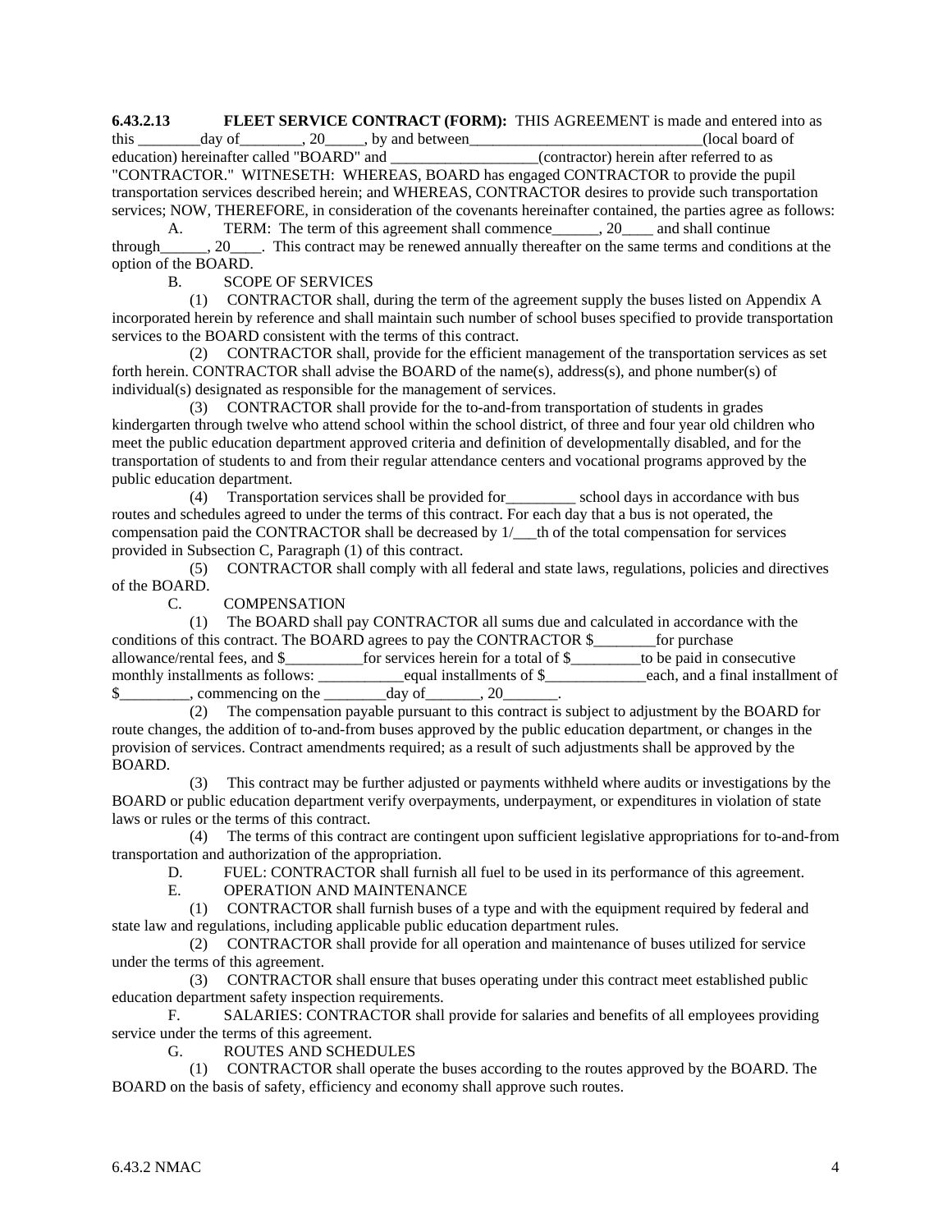**6.43.2.13 FLEET SERVICE CONTRACT (FORM):** THIS AGREEMENT is made and entered into as this ________day of________, 20_____, by and between_______________________________(local board of education) hereinafter called "BOARD" and ___________________(contractor) herein after referred to as "CONTRACTOR." WITNESETH: WHEREAS, BOARD has engaged CONTRACTOR to provide the pupil transportation services described herein; and WHEREAS, CONTRACTOR desires to provide such transportation services; NOW, THEREFORE, in consideration of the covenants hereinafter contained, the parties agree as follows:

A. TERM: The term of this agreement shall commence______, 20____ and shall continue through______, 20____. This contract may be renewed annually thereafter on the same terms and conditions at the option of the BOARD.

B. SCOPE OF SERVICES

(1) CONTRACTOR shall, during the term of the agreement supply the buses listed on Appendix A incorporated herein by reference and shall maintain such number of school buses specified to provide transportation services to the BOARD consistent with the terms of this contract.

(2) CONTRACTOR shall, provide for the efficient management of the transportation services as set forth herein. CONTRACTOR shall advise the BOARD of the name(s), address(s), and phone number(s) of individual(s) designated as responsible for the management of services.

(3) CONTRACTOR shall provide for the to-and-from transportation of students in grades kindergarten through twelve who attend school within the school district, of three and four year old children who meet the public education department approved criteria and definition of developmentally disabled, and for the transportation of students to and from their regular attendance centers and vocational programs approved by the public education department.

(4) Transportation services shall be provided for_________ school days in accordance with bus routes and schedules agreed to under the terms of this contract. For each day that a bus is not operated, the compensation paid the CONTRACTOR shall be decreased by 1/___th of the total compensation for services provided in Subsection C, Paragraph (1) of this contract.

(5) CONTRACTOR shall comply with all federal and state laws, regulations, policies and directives of the BOARD.

C. COMPENSATION

(1) The BOARD shall pay CONTRACTOR all sums due and calculated in accordance with the conditions of this contract. The BOARD agrees to pay the CONTRACTOR $________for purchase allowance/rental fees, and $__________for services herein for a total of $_________to be paid in consecutive monthly installments as follows: ___________equal installments of $_____________each, and a final installment of $_________, commencing on the ________day of_______, 20_______.

(2) The compensation payable pursuant to this contract is subject to adjustment by the BOARD for route changes, the addition of to-and-from buses approved by the public education department, or changes in the provision of services. Contract amendments required; as a result of such adjustments shall be approved by the BOARD.

(3) This contract may be further adjusted or payments withheld where audits or investigations by the BOARD or public education department verify overpayments, underpayment, or expenditures in violation of state laws or rules or the terms of this contract.

(4) The terms of this contract are contingent upon sufficient legislative appropriations for to-and-from transportation and authorization of the appropriation.

D. FUEL: CONTRACTOR shall furnish all fuel to be used in its performance of this agreement.

E. OPERATION AND MAINTENANCE

(1) CONTRACTOR shall furnish buses of a type and with the equipment required by federal and state law and regulations, including applicable public education department rules.

(2) CONTRACTOR shall provide for all operation and maintenance of buses utilized for service under the terms of this agreement.

(3) CONTRACTOR shall ensure that buses operating under this contract meet established public education department safety inspection requirements.

F. SALARIES: CONTRACTOR shall provide for salaries and benefits of all employees providing service under the terms of this agreement.

G. ROUTES AND SCHEDULES

(1) CONTRACTOR shall operate the buses according to the routes approved by the BOARD. The BOARD on the basis of safety, efficiency and economy shall approve such routes.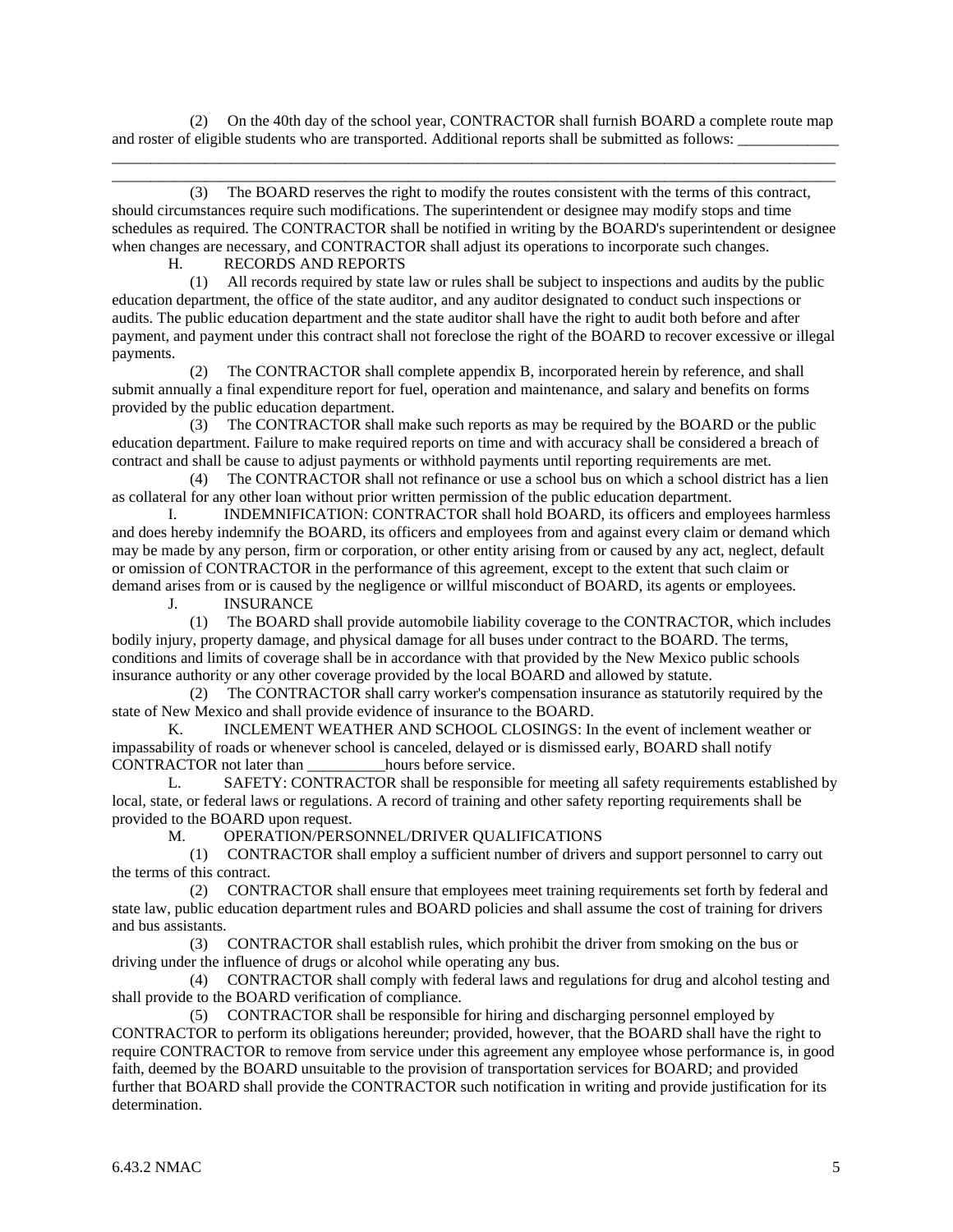(2) On the 40th day of the school year, CONTRACTOR shall furnish BOARD a complete route map and roster of eligible students who are transported. Additional reports shall be submitted as follows: _____________
_____________________________________________________________________________________________
_____________________________________________________________________________________________

(3) The BOARD reserves the right to modify the routes consistent with the terms of this contract, should circumstances require such modifications. The superintendent or designee may modify stops and time schedules as required. The CONTRACTOR shall be notified in writing by the BOARD's superintendent or designee when changes are necessary, and CONTRACTOR shall adjust its operations to incorporate such changes.

H. RECORDS AND REPORTS

(1) All records required by state law or rules shall be subject to inspections and audits by the public education department, the office of the state auditor, and any auditor designated to conduct such inspections or audits. The public education department and the state auditor shall have the right to audit both before and after payment, and payment under this contract shall not foreclose the right of the BOARD to recover excessive or illegal payments.

(2) The CONTRACTOR shall complete appendix B, incorporated herein by reference, and shall submit annually a final expenditure report for fuel, operation and maintenance, and salary and benefits on forms provided by the public education department.

(3) The CONTRACTOR shall make such reports as may be required by the BOARD or the public education department. Failure to make required reports on time and with accuracy shall be considered a breach of contract and shall be cause to adjust payments or withhold payments until reporting requirements are met.

(4) The CONTRACTOR shall not refinance or use a school bus on which a school district has a lien as collateral for any other loan without prior written permission of the public education department.

I. INDEMNIFICATION: CONTRACTOR shall hold BOARD, its officers and employees harmless and does hereby indemnify the BOARD, its officers and employees from and against every claim or demand which may be made by any person, firm or corporation, or other entity arising from or caused by any act, neglect, default or omission of CONTRACTOR in the performance of this agreement, except to the extent that such claim or demand arises from or is caused by the negligence or willful misconduct of BOARD, its agents or employees.

J. INSURANCE

(1) The BOARD shall provide automobile liability coverage to the CONTRACTOR, which includes bodily injury, property damage, and physical damage for all buses under contract to the BOARD. The terms, conditions and limits of coverage shall be in accordance with that provided by the New Mexico public schools insurance authority or any other coverage provided by the local BOARD and allowed by statute.

(2) The CONTRACTOR shall carry worker's compensation insurance as statutorily required by the state of New Mexico and shall provide evidence of insurance to the BOARD.

K. INCLEMENT WEATHER AND SCHOOL CLOSINGS: In the event of inclement weather or impassability of roads or whenever school is canceled, delayed or is dismissed early, BOARD shall notify CONTRACTOR not later than __________hours before service.

L. SAFETY: CONTRACTOR shall be responsible for meeting all safety requirements established by local, state, or federal laws or regulations. A record of training and other safety reporting requirements shall be provided to the BOARD upon request.

M. OPERATION/PERSONNEL/DRIVER QUALIFICATIONS

(1) CONTRACTOR shall employ a sufficient number of drivers and support personnel to carry out the terms of this contract.

(2) CONTRACTOR shall ensure that employees meet training requirements set forth by federal and state law, public education department rules and BOARD policies and shall assume the cost of training for drivers and bus assistants.

(3) CONTRACTOR shall establish rules, which prohibit the driver from smoking on the bus or driving under the influence of drugs or alcohol while operating any bus.

(4) CONTRACTOR shall comply with federal laws and regulations for drug and alcohol testing and shall provide to the BOARD verification of compliance.

(5) CONTRACTOR shall be responsible for hiring and discharging personnel employed by CONTRACTOR to perform its obligations hereunder; provided, however, that the BOARD shall have the right to require CONTRACTOR to remove from service under this agreement any employee whose performance is, in good faith, deemed by the BOARD unsuitable to the provision of transportation services for BOARD; and provided further that BOARD shall provide the CONTRACTOR such notification in writing and provide justification for its determination.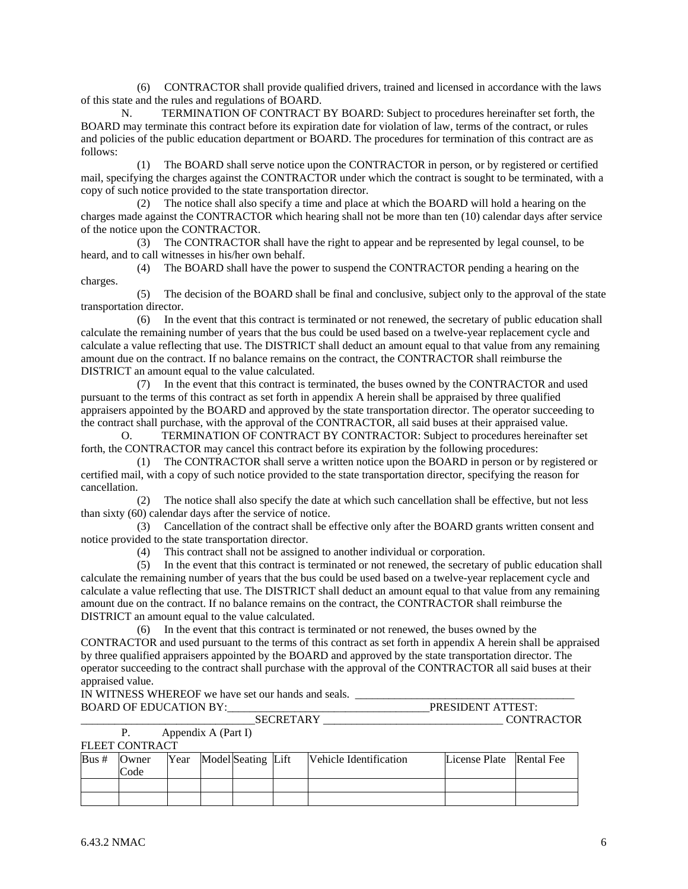(6) CONTRACTOR shall provide qualified drivers, trained and licensed in accordance with the laws of this state and the rules and regulations of BOARD.

N. TERMINATION OF CONTRACT BY BOARD: Subject to procedures hereinafter set forth, the BOARD may terminate this contract before its expiration date for violation of law, terms of the contract, or rules and policies of the public education department or BOARD. The procedures for termination of this contract are as follows:

(1) The BOARD shall serve notice upon the CONTRACTOR in person, or by registered or certified mail, specifying the charges against the CONTRACTOR under which the contract is sought to be terminated, with a copy of such notice provided to the state transportation director.

(2) The notice shall also specify a time and place at which the BOARD will hold a hearing on the charges made against the CONTRACTOR which hearing shall not be more than ten (10) calendar days after service of the notice upon the CONTRACTOR.

(3) The CONTRACTOR shall have the right to appear and be represented by legal counsel, to be heard, and to call witnesses in his/her own behalf.

(4) The BOARD shall have the power to suspend the CONTRACTOR pending a hearing on the charges.

(5) The decision of the BOARD shall be final and conclusive, subject only to the approval of the state transportation director.

(6) In the event that this contract is terminated or not renewed, the secretary of public education shall calculate the remaining number of years that the bus could be used based on a twelve-year replacement cycle and calculate a value reflecting that use. The DISTRICT shall deduct an amount equal to that value from any remaining amount due on the contract. If no balance remains on the contract, the CONTRACTOR shall reimburse the DISTRICT an amount equal to the value calculated.

(7) In the event that this contract is terminated, the buses owned by the CONTRACTOR and used pursuant to the terms of this contract as set forth in appendix A herein shall be appraised by three qualified appraisers appointed by the BOARD and approved by the state transportation director. The operator succeeding to the contract shall purchase, with the approval of the CONTRACTOR, all said buses at their appraised value.

O. TERMINATION OF CONTRACT BY CONTRACTOR: Subject to procedures hereinafter set forth, the CONTRACTOR may cancel this contract before its expiration by the following procedures:

(1) The CONTRACTOR shall serve a written notice upon the BOARD in person or by registered or certified mail, with a copy of such notice provided to the state transportation director, specifying the reason for cancellation.

(2) The notice shall also specify the date at which such cancellation shall be effective, but not less than sixty (60) calendar days after the service of notice.

(3) Cancellation of the contract shall be effective only after the BOARD grants written consent and notice provided to the state transportation director.

(4) This contract shall not be assigned to another individual or corporation.

(5) In the event that this contract is terminated or not renewed, the secretary of public education shall calculate the remaining number of years that the bus could be used based on a twelve-year replacement cycle and calculate a value reflecting that use. The DISTRICT shall deduct an amount equal to that value from any remaining amount due on the contract. If no balance remains on the contract, the CONTRACTOR shall reimburse the DISTRICT an amount equal to the value calculated.

(6) In the event that this contract is terminated or not renewed, the buses owned by the CONTRACTOR and used pursuant to the terms of this contract as set forth in appendix A herein shall be appraised by three qualified appraisers appointed by the BOARD and approved by the state transportation director. The operator succeeding to the contract shall purchase with the approval of the CONTRACTOR all said buses at their appraised value.

IN WITNESS WHEREOF we have set our hands and seals. ________________________________________
BOARD OF EDUCATION BY:____________________________________PRESIDENT ATTEST:
______________________________SECRETARY ________________________________ CONTRACTOR

P. Appendix A (Part I)

FLEET CONTRACT

| Bus # | Owner Code | Year | Model | Seating | Lift | Vehicle Identification | License Plate | Rental Fee |
|---|---|---|---|---|---|---|---|---|
| | | | | | | | | |
| | | | | | | | | |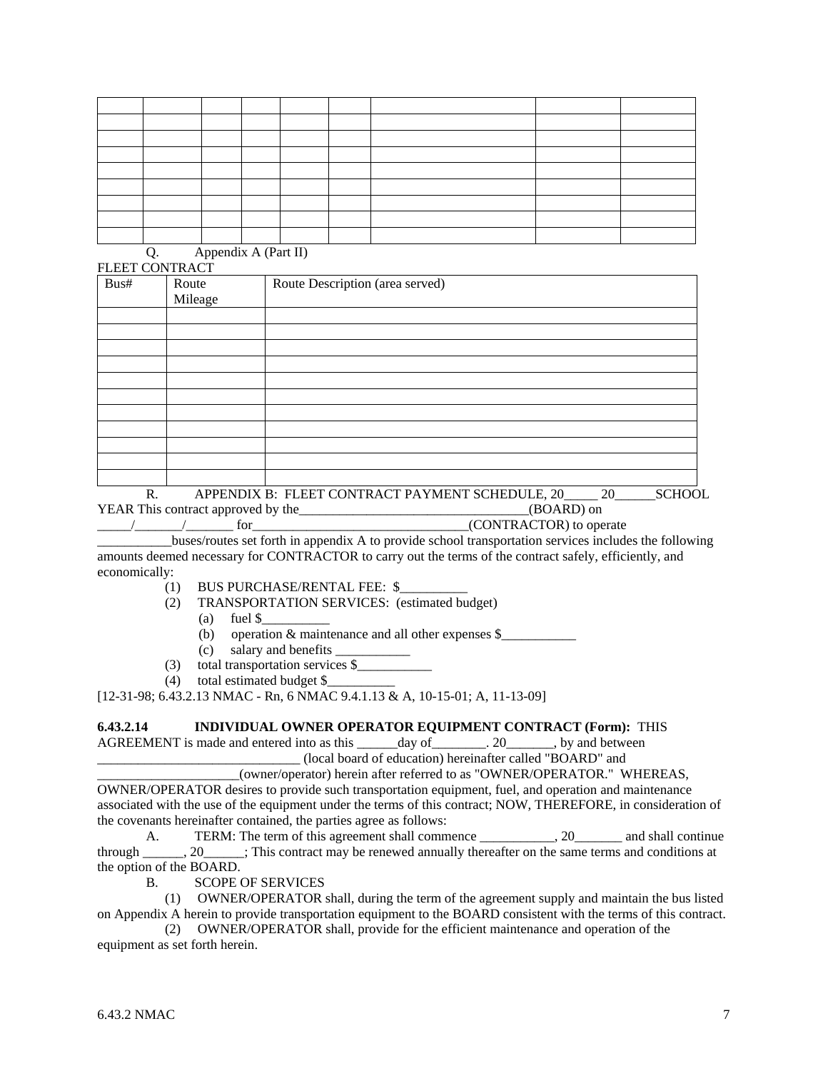| | | | | | | | | |
|---|---|---|---|---|---|---|---|---|
| | | | | | | | | |
| | | | | | | | | |
| | | | | | | | | |
| | | | | | | | | |
| | | | | | | | | |
| | | | | | | | | |
| | | | | | | | | |
| | | | | | | | | |

Q. Appendix A (Part II)

FLEET CONTRACT

| Bus# | Route Mileage | Route Description (area served) |
|---|---|---|
| | | |
| | | |
| | | |
| | | |
| | | |
| | | |
| | | |
| | | |
| | | |
| | | |
| | | |

R. APPENDIX B: FLEET CONTRACT PAYMENT SCHEDULE, 20_____ 20______SCHOOL YEAR This contract approved by the___________________________________(BOARD) on _____/_______/_______ for_________________________________(CONTRACTOR) to operate ___________buses/routes set forth in appendix A to provide school transportation services includes the following amounts deemed necessary for CONTRACTOR to carry out the terms of the contract safely, efficiently, and economically:

(1) BUS PURCHASE/RENTAL FEE: $__________

(2) TRANSPORTATION SERVICES: (estimated budget)

(a) fuel $__________

(b) operation & maintenance and all other expenses $___________

(c) salary and benefits ___________

(3) total transportation services $___________

(4) total estimated budget $__________

[12-31-98; 6.43.2.13 NMAC - Rn, 6 NMAC 9.4.1.13 & A, 10-15-01; A, 11-13-09]

**6.43.2.14 INDIVIDUAL OWNER OPERATOR EQUIPMENT CONTRACT (Form):** THIS AGREEMENT is made and entered into as this ______day of________. 20_______, by and between ______________________________ (local board of education) hereinafter called "BOARD" and _____________________(owner/operator) herein after referred to as "OWNER/OPERATOR." WHEREAS, OWNER/OPERATOR desires to provide such transportation equipment, fuel, and operation and maintenance associated with the use of the equipment under the terms of this contract; NOW, THEREFORE, in consideration of the covenants hereinafter contained, the parties agree as follows:

A. TERM: The term of this agreement shall commence ___________, 20_______ and shall continue through ______, 20______; This contract may be renewed annually thereafter on the same terms and conditions at the option of the BOARD.

B. SCOPE OF SERVICES

(1) OWNER/OPERATOR shall, during the term of the agreement supply and maintain the bus listed on Appendix A herein to provide transportation equipment to the BOARD consistent with the terms of this contract.

(2) OWNER/OPERATOR shall, provide for the efficient maintenance and operation of the equipment as set forth herein.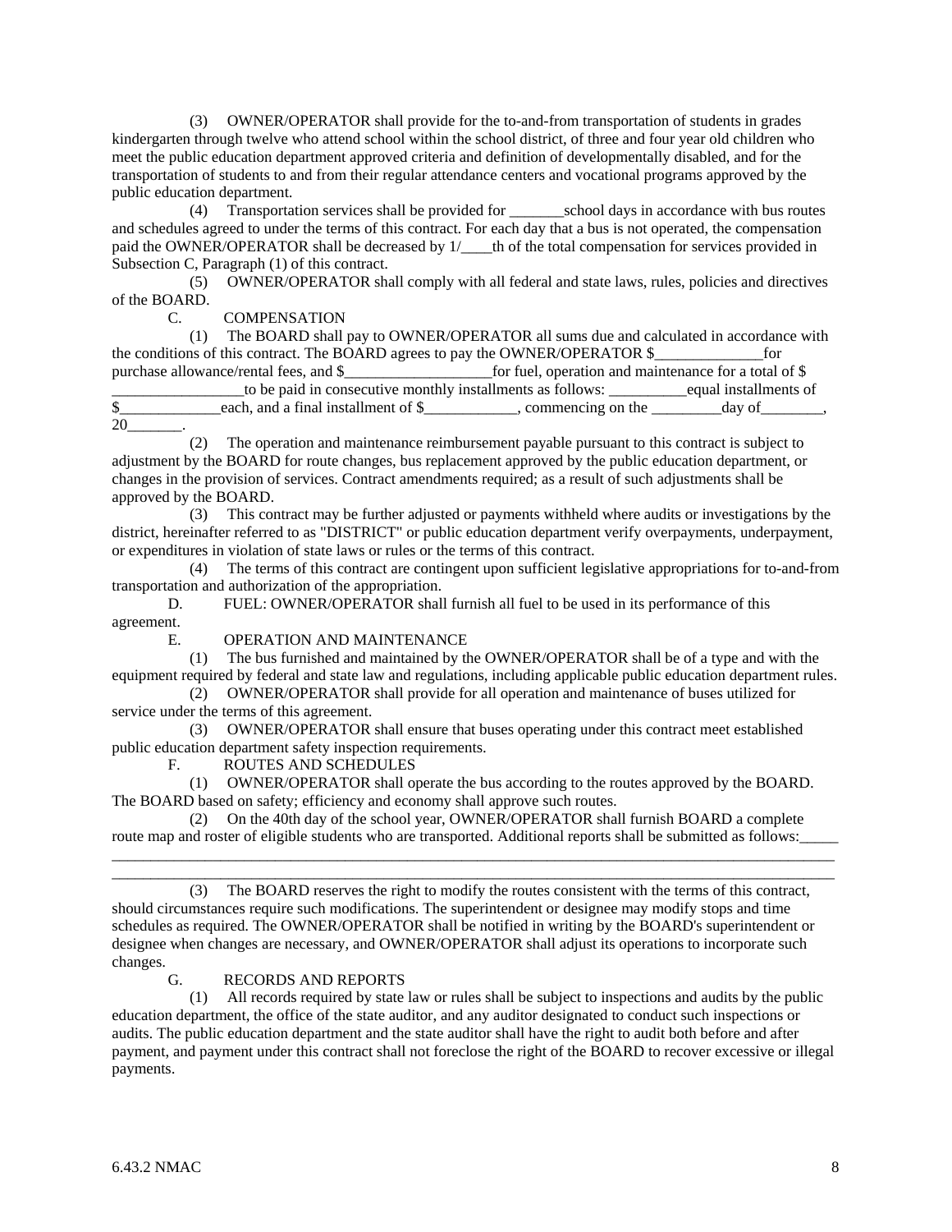(3) OWNER/OPERATOR shall provide for the to-and-from transportation of students in grades kindergarten through twelve who attend school within the school district, of three and four year old children who meet the public education department approved criteria and definition of developmentally disabled, and for the transportation of students to and from their regular attendance centers and vocational programs approved by the public education department.

(4) Transportation services shall be provided for _______school days in accordance with bus routes and schedules agreed to under the terms of this contract. For each day that a bus is not operated, the compensation paid the OWNER/OPERATOR shall be decreased by 1/____th of the total compensation for services provided in Subsection C, Paragraph (1) of this contract.

(5) OWNER/OPERATOR shall comply with all federal and state laws, rules, policies and directives of the BOARD.

C. COMPENSATION

(1) The BOARD shall pay to OWNER/OPERATOR all sums due and calculated in accordance with the conditions of this contract. The BOARD agrees to pay the OWNER/OPERATOR $______________for purchase allowance/rental fees, and $___________________for fuel, operation and maintenance for a total of $_________________to be paid in consecutive monthly installments as follows: __________equal installments of $_____________each, and a final installment of $____________, commencing on the _________day of________, 20_______.

(2) The operation and maintenance reimbursement payable pursuant to this contract is subject to adjustment by the BOARD for route changes, bus replacement approved by the public education department, or changes in the provision of services. Contract amendments required; as a result of such adjustments shall be approved by the BOARD.

(3) This contract may be further adjusted or payments withheld where audits or investigations by the district, hereinafter referred to as "DISTRICT" or public education department verify overpayments, underpayment, or expenditures in violation of state laws or rules or the terms of this contract.

(4) The terms of this contract are contingent upon sufficient legislative appropriations for to-and-from transportation and authorization of the appropriation.

D. FUEL: OWNER/OPERATOR shall furnish all fuel to be used in its performance of this agreement.

E. OPERATION AND MAINTENANCE

(1) The bus furnished and maintained by the OWNER/OPERATOR shall be of a type and with the equipment required by federal and state law and regulations, including applicable public education department rules.

(2) OWNER/OPERATOR shall provide for all operation and maintenance of buses utilized for service under the terms of this agreement.

(3) OWNER/OPERATOR shall ensure that buses operating under this contract meet established public education department safety inspection requirements.

F. ROUTES AND SCHEDULES

(1) OWNER/OPERATOR shall operate the bus according to the routes approved by the BOARD. The BOARD based on safety; efficiency and economy shall approve such routes.

(2) On the 40th day of the school year, OWNER/OPERATOR shall furnish BOARD a complete route map and roster of eligible students who are transported. Additional reports shall be submitted as follows:_____
______________________________________________________________________________________________
______________________________________________________________________________________________

(3) The BOARD reserves the right to modify the routes consistent with the terms of this contract, should circumstances require such modifications. The superintendent or designee may modify stops and time schedules as required. The OWNER/OPERATOR shall be notified in writing by the BOARD's superintendent or designee when changes are necessary, and OWNER/OPERATOR shall adjust its operations to incorporate such changes.

G. RECORDS AND REPORTS

(1) All records required by state law or rules shall be subject to inspections and audits by the public education department, the office of the state auditor, and any auditor designated to conduct such inspections or audits. The public education department and the state auditor shall have the right to audit both before and after payment, and payment under this contract shall not foreclose the right of the BOARD to recover excessive or illegal payments.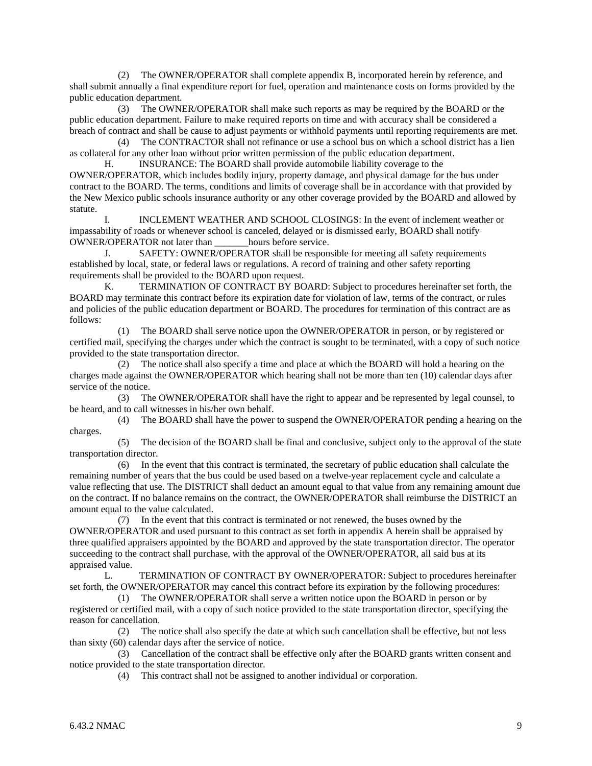(2) The OWNER/OPERATOR shall complete appendix B, incorporated herein by reference, and shall submit annually a final expenditure report for fuel, operation and maintenance costs on forms provided by the public education department.

(3) The OWNER/OPERATOR shall make such reports as may be required by the BOARD or the public education department. Failure to make required reports on time and with accuracy shall be considered a breach of contract and shall be cause to adjust payments or withhold payments until reporting requirements are met.

(4) The CONTRACTOR shall not refinance or use a school bus on which a school district has a lien as collateral for any other loan without prior written permission of the public education department.

H. INSURANCE: The BOARD shall provide automobile liability coverage to the OWNER/OPERATOR, which includes bodily injury, property damage, and physical damage for the bus under contract to the BOARD. The terms, conditions and limits of coverage shall be in accordance with that provided by the New Mexico public schools insurance authority or any other coverage provided by the BOARD and allowed by statute.

I. INCLEMENT WEATHER AND SCHOOL CLOSINGS: In the event of inclement weather or impassability of roads or whenever school is canceled, delayed or is dismissed early, BOARD shall notify OWNER/OPERATOR not later than _______hours before service.

J. SAFETY: OWNER/OPERATOR shall be responsible for meeting all safety requirements established by local, state, or federal laws or regulations. A record of training and other safety reporting requirements shall be provided to the BOARD upon request.

K. TERMINATION OF CONTRACT BY BOARD: Subject to procedures hereinafter set forth, the BOARD may terminate this contract before its expiration date for violation of law, terms of the contract, or rules and policies of the public education department or BOARD. The procedures for termination of this contract are as follows:

(1) The BOARD shall serve notice upon the OWNER/OPERATOR in person, or by registered or certified mail, specifying the charges under which the contract is sought to be terminated, with a copy of such notice provided to the state transportation director.

(2) The notice shall also specify a time and place at which the BOARD will hold a hearing on the charges made against the OWNER/OPERATOR which hearing shall not be more than ten (10) calendar days after service of the notice.

(3) The OWNER/OPERATOR shall have the right to appear and be represented by legal counsel, to be heard, and to call witnesses in his/her own behalf.

(4) The BOARD shall have the power to suspend the OWNER/OPERATOR pending a hearing on the charges.

(5) The decision of the BOARD shall be final and conclusive, subject only to the approval of the state transportation director.

(6) In the event that this contract is terminated, the secretary of public education shall calculate the remaining number of years that the bus could be used based on a twelve-year replacement cycle and calculate a value reflecting that use. The DISTRICT shall deduct an amount equal to that value from any remaining amount due on the contract. If no balance remains on the contract, the OWNER/OPERATOR shall reimburse the DISTRICT an amount equal to the value calculated.

(7) In the event that this contract is terminated or not renewed, the buses owned by the OWNER/OPERATOR and used pursuant to this contract as set forth in appendix A herein shall be appraised by three qualified appraisers appointed by the BOARD and approved by the state transportation director. The operator succeeding to the contract shall purchase, with the approval of the OWNER/OPERATOR, all said bus at its appraised value.

L. TERMINATION OF CONTRACT BY OWNER/OPERATOR: Subject to procedures hereinafter set forth, the OWNER/OPERATOR may cancel this contract before its expiration by the following procedures:

(1) The OWNER/OPERATOR shall serve a written notice upon the BOARD in person or by registered or certified mail, with a copy of such notice provided to the state transportation director, specifying the reason for cancellation.

(2) The notice shall also specify the date at which such cancellation shall be effective, but not less than sixty (60) calendar days after the service of notice.

(3) Cancellation of the contract shall be effective only after the BOARD grants written consent and notice provided to the state transportation director.

(4) This contract shall not be assigned to another individual or corporation.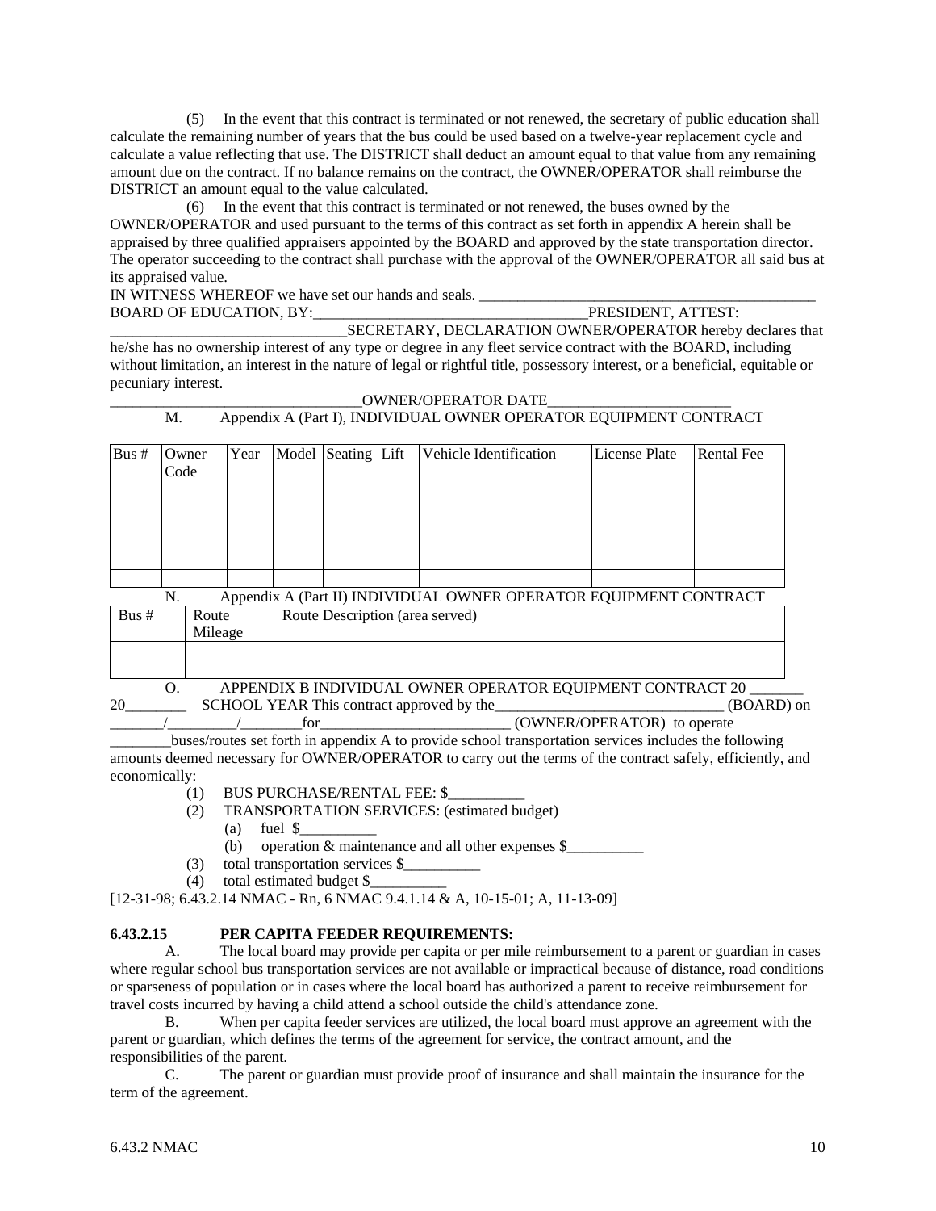(5) In the event that this contract is terminated or not renewed, the secretary of public education shall calculate the remaining number of years that the bus could be used based on a twelve-year replacement cycle and calculate a value reflecting that use. The DISTRICT shall deduct an amount equal to that value from any remaining amount due on the contract. If no balance remains on the contract, the OWNER/OPERATOR shall reimburse the DISTRICT an amount equal to the value calculated.

(6) In the event that this contract is terminated or not renewed, the buses owned by the OWNER/OPERATOR and used pursuant to the terms of this contract as set forth in appendix A herein shall be appraised by three qualified appraisers appointed by the BOARD and approved by the state transportation director. The operator succeeding to the contract shall purchase with the approval of the OWNER/OPERATOR all said bus at its appraised value.

IN WITNESS WHEREOF we have set our hands and seals. ______________________________________________
BOARD OF EDUCATION, BY:____________________________________PRESIDENT, ATTEST:
_______________________________SECRETARY, DECLARATION OWNER/OPERATOR hereby declares that he/she has no ownership interest of any type or degree in any fleet service contract with the BOARD, including without limitation, an interest in the nature of legal or rightful title, possessory interest, or a beneficial, equitable or pecuniary interest.

__________________________________OWNER/OPERATOR DATE________________________

M. Appendix A (Part I), INDIVIDUAL OWNER OPERATOR EQUIPMENT CONTRACT

| Bus # | Owner Code | Year | Model | Seating | Lift | Vehicle Identification | License Plate | Rental Fee |
|---|---|---|---|---|---|---|---|---|
| | | | | | | | | |
| | | | | | | | | |

N. Appendix A (Part II) INDIVIDUAL OWNER OPERATOR EQUIPMENT CONTRACT

| Bus # | Route Mileage | Route Description (area served) |
|---|---|---|
| | | |
| | | |

O. APPENDIX B INDIVIDUAL OWNER OPERATOR EQUIPMENT CONTRACT 20 _______ 20________ SCHOOL YEAR This contract approved by the_______________________________ (BOARD) on _______/_________/________for_________________________ (OWNER/OPERATOR) to operate ________buses/routes set forth in appendix A to provide school transportation services includes the following amounts deemed necessary for OWNER/OPERATOR to carry out the terms of the contract safely, efficiently, and economically:

(1) BUS PURCHASE/RENTAL FEE: $__________
(2) TRANSPORTATION SERVICES: (estimated budget)
  (a) fuel $__________
  (b) operation & maintenance and all other expenses $__________
(3) total transportation services $__________
(4) total estimated budget $__________

[12-31-98; 6.43.2.14 NMAC - Rn, 6 NMAC 9.4.1.14 & A, 10-15-01; A, 11-13-09]

**6.43.2.15 PER CAPITA FEEDER REQUIREMENTS:**

A. The local board may provide per capita or per mile reimbursement to a parent or guardian in cases where regular school bus transportation services are not available or impractical because of distance, road conditions or sparseness of population or in cases where the local board has authorized a parent to receive reimbursement for travel costs incurred by having a child attend a school outside the child's attendance zone.

B. When per capita feeder services are utilized, the local board must approve an agreement with the parent or guardian, which defines the terms of the agreement for service, the contract amount, and the responsibilities of the parent.

C. The parent or guardian must provide proof of insurance and shall maintain the insurance for the term of the agreement.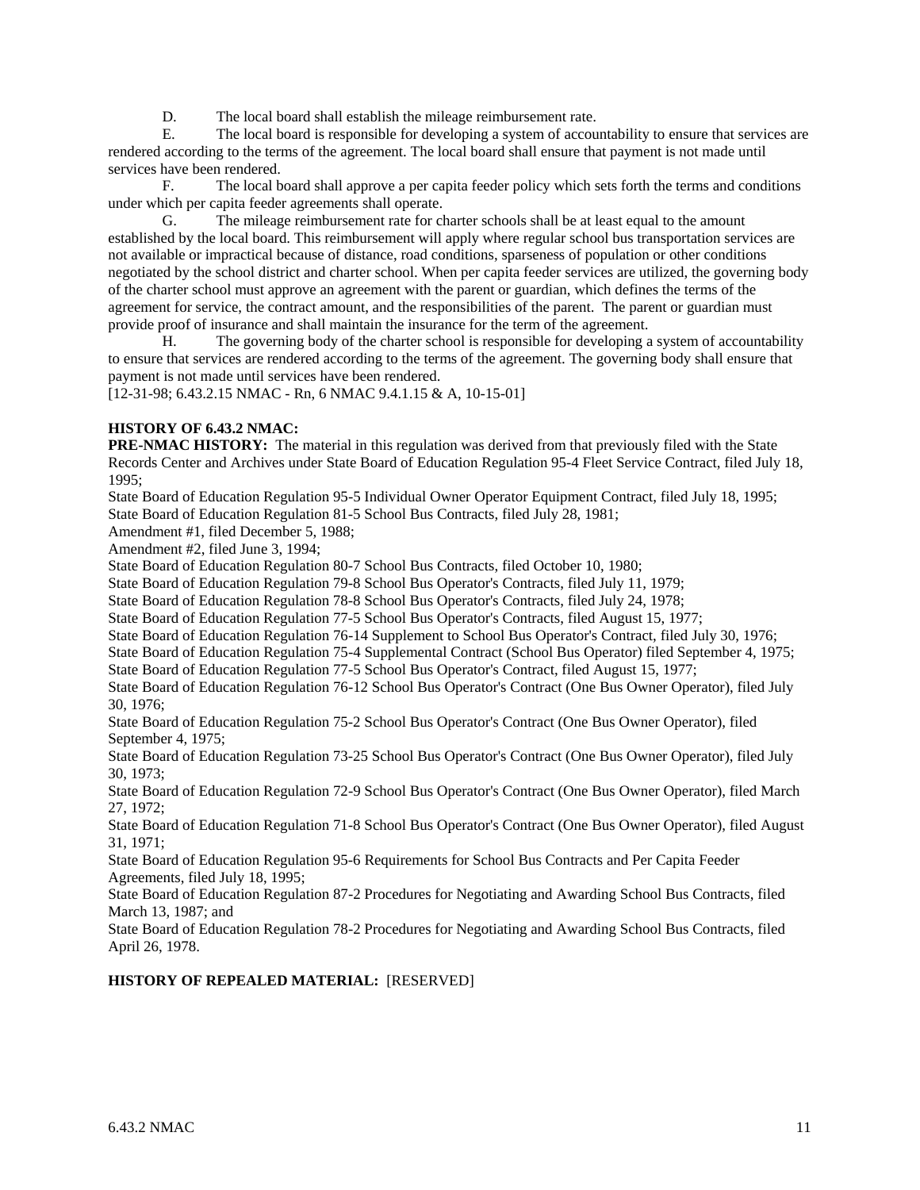D. The local board shall establish the mileage reimbursement rate.

E. The local board is responsible for developing a system of accountability to ensure that services are rendered according to the terms of the agreement. The local board shall ensure that payment is not made until services have been rendered.

F. The local board shall approve a per capita feeder policy which sets forth the terms and conditions under which per capita feeder agreements shall operate.

G. The mileage reimbursement rate for charter schools shall be at least equal to the amount established by the local board. This reimbursement will apply where regular school bus transportation services are not available or impractical because of distance, road conditions, sparseness of population or other conditions negotiated by the school district and charter school. When per capita feeder services are utilized, the governing body of the charter school must approve an agreement with the parent or guardian, which defines the terms of the agreement for service, the contract amount, and the responsibilities of the parent. The parent or guardian must provide proof of insurance and shall maintain the insurance for the term of the agreement.

H. The governing body of the charter school is responsible for developing a system of accountability to ensure that services are rendered according to the terms of the agreement. The governing body shall ensure that payment is not made until services have been rendered.

[12-31-98; 6.43.2.15 NMAC - Rn, 6 NMAC 9.4.1.15 & A, 10-15-01]

**HISTORY OF 6.43.2 NMAC:**

**PRE-NMAC HISTORY:** The material in this regulation was derived from that previously filed with the State Records Center and Archives under State Board of Education Regulation 95-4 Fleet Service Contract, filed July 18, 1995;

State Board of Education Regulation 95-5 Individual Owner Operator Equipment Contract, filed July 18, 1995;

State Board of Education Regulation 81-5 School Bus Contracts, filed July 28, 1981;

Amendment #1, filed December 5, 1988;

Amendment #2, filed June 3, 1994;

State Board of Education Regulation 80-7 School Bus Contracts, filed October 10, 1980;

State Board of Education Regulation 79-8 School Bus Operator's Contracts, filed July 11, 1979;

State Board of Education Regulation 78-8 School Bus Operator's Contracts, filed July 24, 1978;

State Board of Education Regulation 77-5 School Bus Operator's Contracts, filed August 15, 1977;

State Board of Education Regulation 76-14 Supplement to School Bus Operator's Contract, filed July 30, 1976;

State Board of Education Regulation 75-4 Supplemental Contract (School Bus Operator) filed September 4, 1975;

State Board of Education Regulation 77-5 School Bus Operator's Contract, filed August 15, 1977;

State Board of Education Regulation 76-12 School Bus Operator's Contract (One Bus Owner Operator), filed July 30, 1976;

State Board of Education Regulation 75-2 School Bus Operator's Contract (One Bus Owner Operator), filed September 4, 1975;

State Board of Education Regulation 73-25 School Bus Operator's Contract (One Bus Owner Operator), filed July 30, 1973;

State Board of Education Regulation 72-9 School Bus Operator's Contract (One Bus Owner Operator), filed March 27, 1972;

State Board of Education Regulation 71-8 School Bus Operator's Contract (One Bus Owner Operator), filed August 31, 1971;

State Board of Education Regulation 95-6 Requirements for School Bus Contracts and Per Capita Feeder Agreements, filed July 18, 1995;

State Board of Education Regulation 87-2 Procedures for Negotiating and Awarding School Bus Contracts, filed March 13, 1987; and

State Board of Education Regulation 78-2 Procedures for Negotiating and Awarding School Bus Contracts, filed April 26, 1978.

**HISTORY OF REPEALED MATERIAL:** [RESERVED]